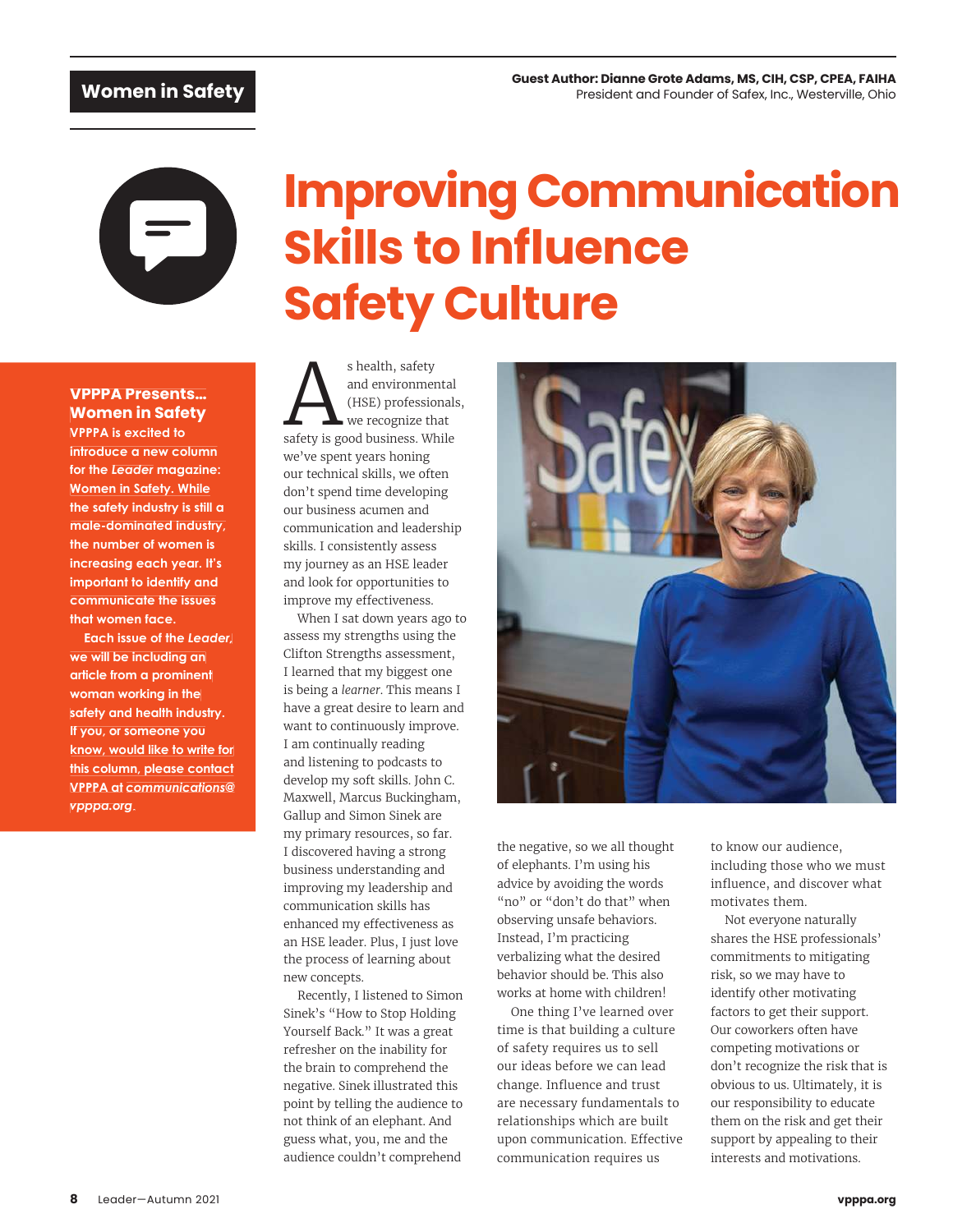**Women in Safety**

**Guest Author: Dianne Grote Adams, MS, CIH, CSP, CPEA, FAIHA**
President and Founder of Safex, Inc., Westerville, Ohio

# Improving Communication Skills to Influence Safety Culture

**VPPPA Presents... Women in Safety**

**VPPPA is excited to introduce a new column for the *Leader* magazine: Women in Safety. While the safety industry is still a male-dominated industry, the number of women is increasing each year. It's important to identify and communicate the issues that women face.**

**Each issue of the *Leader*, we will be including an article from a prominent woman working in the safety and health industry. If you, or someone you know, would like to write for this column, please contact VPPPA at *communications@vpppa.org*.**

As health, safety and environmental (HSE) professionals, we recognize that safety is good business. While we've spent years honing our technical skills, we often don't spend time developing our business acumen and communication and leadership skills. I consistently assess my journey as an HSE leader and look for opportunities to improve my effectiveness.

When I sat down years ago to assess my strengths using the Clifton Strengths assessment, I learned that my biggest one is being a *learner*. This means I have a great desire to learn and want to continuously improve. I am continually reading and listening to podcasts to develop my soft skills. John C. Maxwell, Marcus Buckingham, Gallup and Simon Sinek are my primary resources, so far. I discovered having a strong business understanding and improving my leadership and communication skills has enhanced my effectiveness as an HSE leader. Plus, I just love the process of learning about new concepts.

Recently, I listened to Simon Sinek's "How to Stop Holding Yourself Back." It was a great refresher on the inability for the brain to comprehend the negative. Sinek illustrated this point by telling the audience to not think of an elephant. And guess what, you, me and the audience couldn't comprehend the negative, so we all thought of elephants. I'm using his advice by avoiding the words "no" or "don't do that" when observing unsafe behaviors. Instead, I'm practicing verbalizing what the desired behavior should be. This also works at home with children!

One thing I've learned over time is that building a culture of safety requires us to sell our ideas before we can lead change. Influence and trust are necessary fundamentals to relationships which are built upon communication. Effective communication requires us to know our audience, including those who we must influence, and discover what motivates them.

Not everyone naturally shares the HSE professionals' commitments to mitigating risk, so we may have to identify other motivating factors to get their support. Our coworkers often have competing motivations or don't recognize the risk that is obvious to us. Ultimately, it is our responsibility to educate them on the risk and get their support by appealing to their interests and motivations.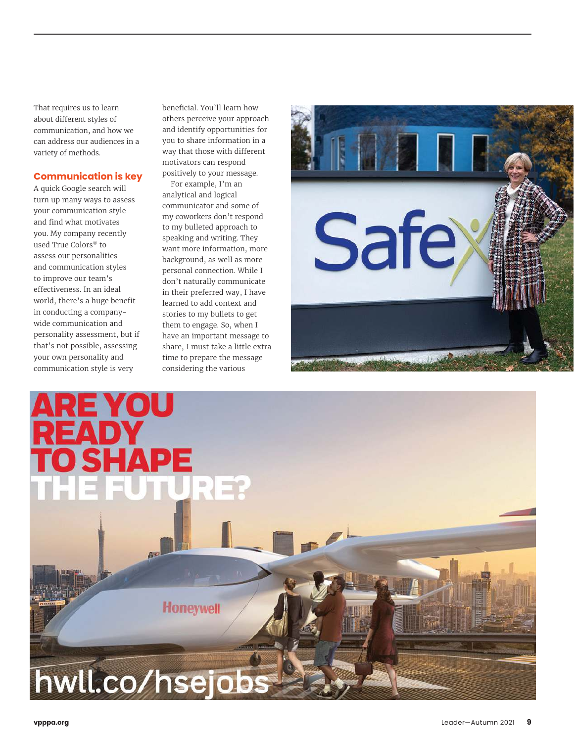That requires us to learn about different styles of communication, and how we can address our audiences in a variety of methods.

## Communication is key

A quick Google search will turn up many ways to assess your communication style and find what motivates you. My company recently used True Colors® to assess our personalities and communication styles to improve our team's effectiveness. In an ideal world, there's a huge benefit in conducting a company-wide communication and personality assessment, but if that's not possible, assessing your own personality and communication style is very beneficial. You'll learn how others perceive your approach and identify opportunities for you to share information in a way that those with different motivators can respond positively to your message.

For example, I'm an analytical and logical communicator and some of my coworkers don't respond to my bulleted approach to speaking and writing. They want more information, more background, as well as more personal connection. While I don't naturally communicate in their preferred way, I have learned to add context and stories to my bullets to get them to engage. So, when I have an important message to share, I must take a little extra time to prepare the message considering the various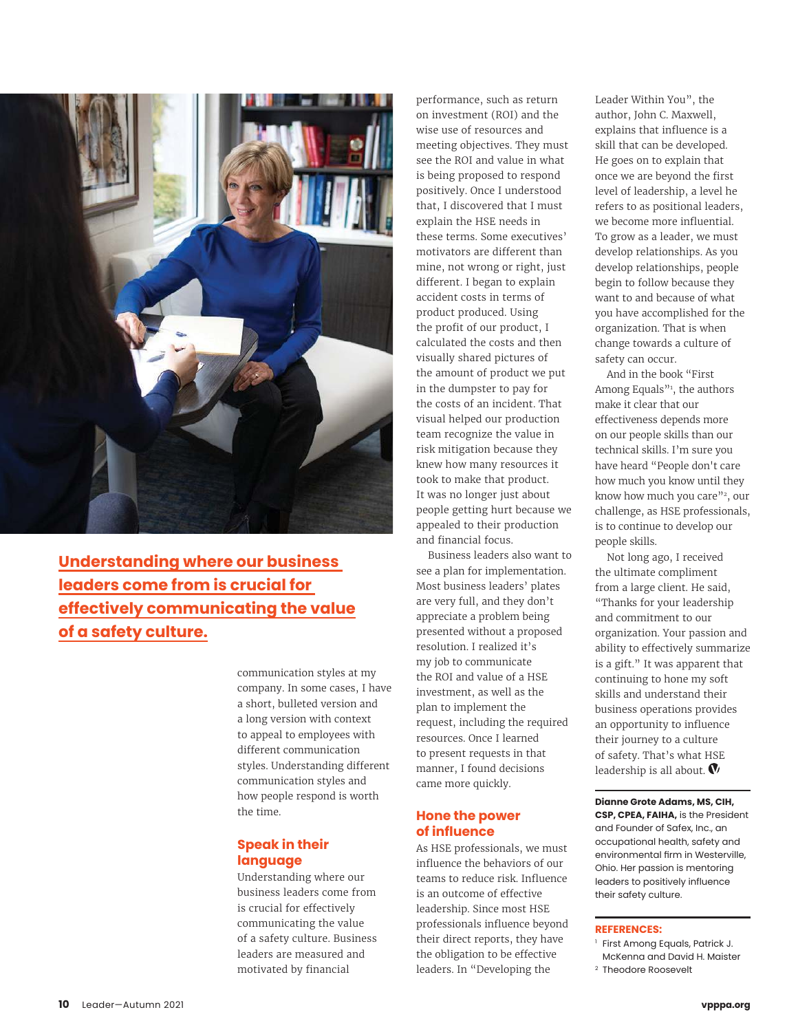> **Understanding where our business leaders come from is crucial for effectively communicating the value of a safety culture.**

communication styles at my company. In some cases, I have a short, bulleted version and a long version with context to appeal to employees with different communication styles. Understanding different communication styles and how people respond is worth the time.

## Speak in their language

Understanding where our business leaders come from is crucial for effectively communicating the value of a safety culture. Business leaders are measured and motivated by financial performance, such as return on investment (ROI) and the wise use of resources and meeting objectives. They must see the ROI and value in what is being proposed to respond positively. Once I understood that, I discovered that I must explain the HSE needs in these terms. Some executives' motivators are different than mine, not wrong or right, just different. I began to explain accident costs in terms of product produced. Using the profit of our product, I calculated the costs and then visually shared pictures of the amount of product we put in the dumpster to pay for the costs of an incident. That visual helped our production team recognize the value in risk mitigation because they knew how many resources it took to make that product. It was no longer just about people getting hurt because we appealed to their production and financial focus.

Business leaders also want to see a plan for implementation. Most business leaders' plates are very full, and they don't appreciate a problem being presented without a proposed resolution. I realized it's my job to communicate the ROI and value of a HSE investment, as well as the plan to implement the request, including the required resources. Once I learned to present requests in that manner, I found decisions came more quickly.

## Hone the power of influence

As HSE professionals, we must influence the behaviors of our teams to reduce risk. Influence is an outcome of effective leadership. Since most HSE professionals influence beyond their direct reports, they have the obligation to be effective leaders. In "Developing the Leader Within You", the author, John C. Maxwell, explains that influence is a skill that can be developed. He goes on to explain that once we are beyond the first level of leadership, a level he refers to as positional leaders, we become more influential. To grow as a leader, we must develop relationships. As you develop relationships, people begin to follow because they want to and because of what you have accomplished for the organization. That is when change towards a culture of safety can occur.

And in the book "First Among Equals"[1], the authors make it clear that our effectiveness depends more on our people skills than our technical skills. I'm sure you have heard "People don't care how much you know until they know how much you care"[2], our challenge, as HSE professionals, is to continue to develop our people skills.

Not long ago, I received the ultimate compliment from a large client. He said, "Thanks for your leadership and commitment to our organization. Your passion and ability to effectively summarize is a gift." It was apparent that continuing to hone my soft skills and understand their business operations provides an opportunity to influence their journey to a culture of safety. That's what HSE leadership is all about.

**Dianne Grote Adams, MS, CIH, CSP, CPEA, FAIHA,** is the President and Founder of Safex, Inc., an occupational health, safety and environmental firm in Westerville, Ohio. Her passion is mentoring leaders to positively influence their safety culture.

**REFERENCES:**

[1] First Among Equals, Patrick J. McKenna and David H. Maister

[2] Theodore Roosevelt